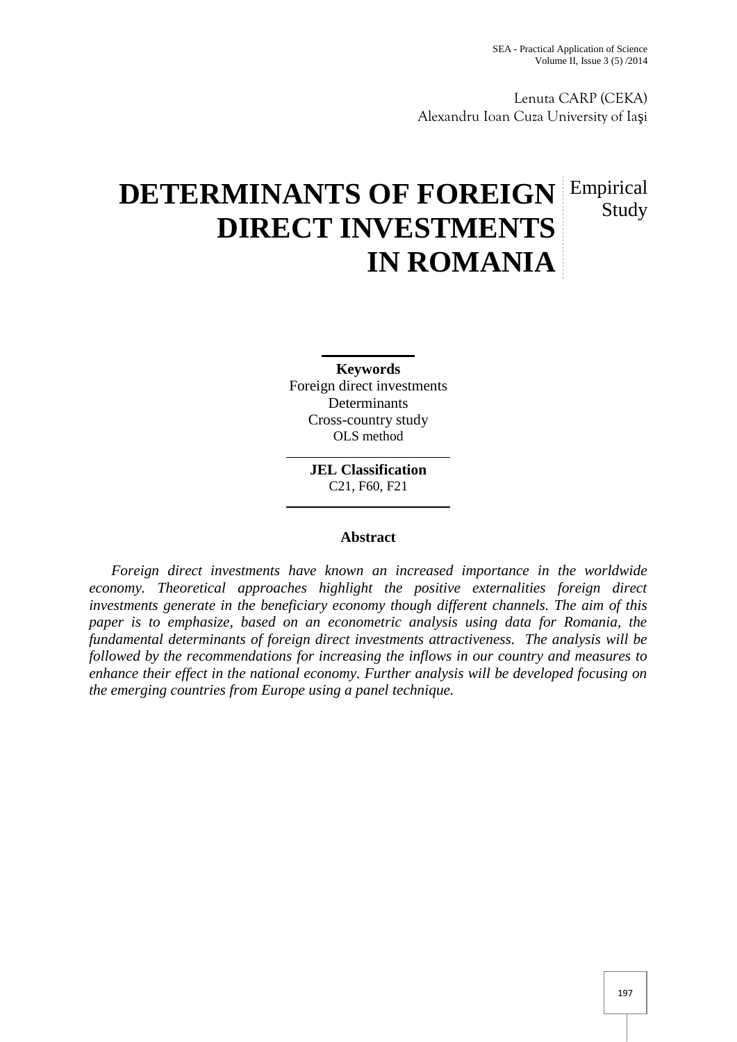Lenuta CARP (CEKA)
Alexandru Ioan Cuza University of Iaşi

# DETERMINANTS OF FOREIGN DIRECT INVESTMENTS IN ROMANIA

Empirical Study

**Keywords**
Foreign direct investments
Determinants
Cross-country study
OLS method

**JEL Classification**
C21, F60, F21

**Abstract**

*Foreign direct investments have known an increased importance in the worldwide economy. Theoretical approaches highlight the positive externalities foreign direct investments generate in the beneficiary economy though different channels. The aim of this paper is to emphasize, based on an econometric analysis using data for Romania, the fundamental determinants of foreign direct investments attractiveness. The analysis will be followed by the recommendations for increasing the inflows in our country and measures to enhance their effect in the national economy. Further analysis will be developed focusing on the emerging countries from Europe using a panel technique.*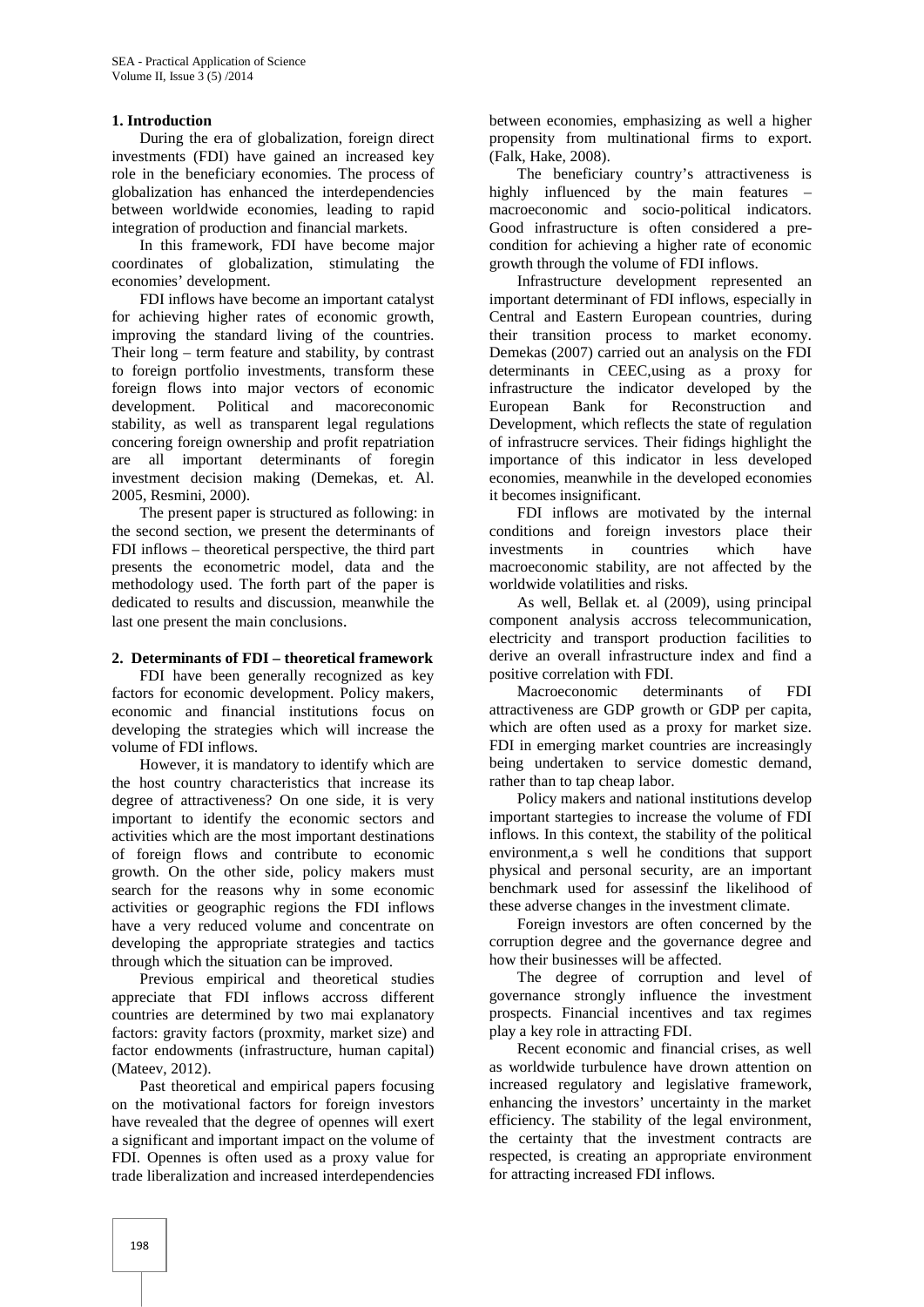## 1. Introduction

During the era of globalization, foreign direct investments (FDI) have gained an increased key role in the beneficiary economies. The process of globalization has enhanced the interdependencies between worldwide economies, leading to rapid integration of production and financial markets.

In this framework, FDI have become major coordinates of globalization, stimulating the economies' development.

FDI inflows have become an important catalyst for achieving higher rates of economic growth, improving the standard living of the countries. Their long – term feature and stability, by contrast to foreign portfolio investments, transform these foreign flows into major vectors of economic development. Political and macoreconomic stability, as well as transparent legal regulations concering foreign ownership and profit repatriation are all important determinants of foregin investment decision making (Demekas, et. Al. 2005, Resmini, 2000).

The present paper is structured as following: in the second section, we present the determinants of FDI inflows – theoretical perspective, the third part presents the econometric model, data and the methodology used. The forth part of the paper is dedicated to results and discussion, meanwhile the last one present the main conclusions.

## 2. Determinants of FDI – theoretical framework

FDI have been generally recognized as key factors for economic development. Policy makers, economic and financial institutions focus on developing the strategies which will increase the volume of FDI inflows.

However, it is mandatory to identify which are the host country characteristics that increase its degree of attractiveness? On one side, it is very important to identify the economic sectors and activities which are the most important destinations of foreign flows and contribute to economic growth. On the other side, policy makers must search for the reasons why in some economic activities or geographic regions the FDI inflows have a very reduced volume and concentrate on developing the appropriate strategies and tactics through which the situation can be improved.

Previous empirical and theoretical studies appreciate that FDI inflows accross different countries are determined by two mai explanatory factors: gravity factors (proxmity, market size) and factor endowments (infrastructure, human capital) (Mateev, 2012).

Past theoretical and empirical papers focusing on the motivational factors for foreign investors have revealed that the degree of opennes will exert a significant and important impact on the volume of FDI. Opennes is often used as a proxy value for trade liberalization and increased interdependencies between economies, emphasizing as well a higher propensity from multinational firms to export. (Falk, Hake, 2008).

The beneficiary country's attractiveness is highly influenced by the main features – macroeconomic and socio-political indicators. Good infrastructure is often considered a pre-condition for achieving a higher rate of economic growth through the volume of FDI inflows.

Infrastructure development represented an important determinant of FDI inflows, especially in Central and Eastern European countries, during their transition process to market economy. Demekas (2007) carried out an analysis on the FDI determinants in CEEC,using as a proxy for infrastructure the indicator developed by the European Bank for Reconstruction and Development, which reflects the state of regulation of infrastrucre services. Their fidings highlight the importance of this indicator in less developed economies, meanwhile in the developed economies it becomes insignificant.

FDI inflows are motivated by the internal conditions and foreign investors place their investments in countries which have macroeconomic stability, are not affected by the worldwide volatilities and risks.

As well, Bellak et. al (2009), using principal component analysis accross telecommunication, electricity and transport production facilities to derive an overall infrastructure index and find a positive correlation with FDI.

Macroeconomic determinants of FDI attractiveness are GDP growth or GDP per capita, which are often used as a proxy for market size. FDI in emerging market countries are increasingly being undertaken to service domestic demand, rather than to tap cheap labor.

Policy makers and national institutions develop important startegies to increase the volume of FDI inflows. In this context, the stability of the political environment,a s well he conditions that support physical and personal security, are an important benchmark used for assessinf the likelihood of these adverse changes in the investment climate.

Foreign investors are often concerned by the corruption degree and the governance degree and how their businesses will be affected.

The degree of corruption and level of governance strongly influence the investment prospects. Financial incentives and tax regimes play a key role in attracting FDI.

Recent economic and financial crises, as well as worldwide turbulence have drown attention on increased regulatory and legislative framework, enhancing the investors' uncertainty in the market efficiency. The stability of the legal environment, the certainty that the investment contracts are respected, is creating an appropriate environment for attracting increased FDI inflows.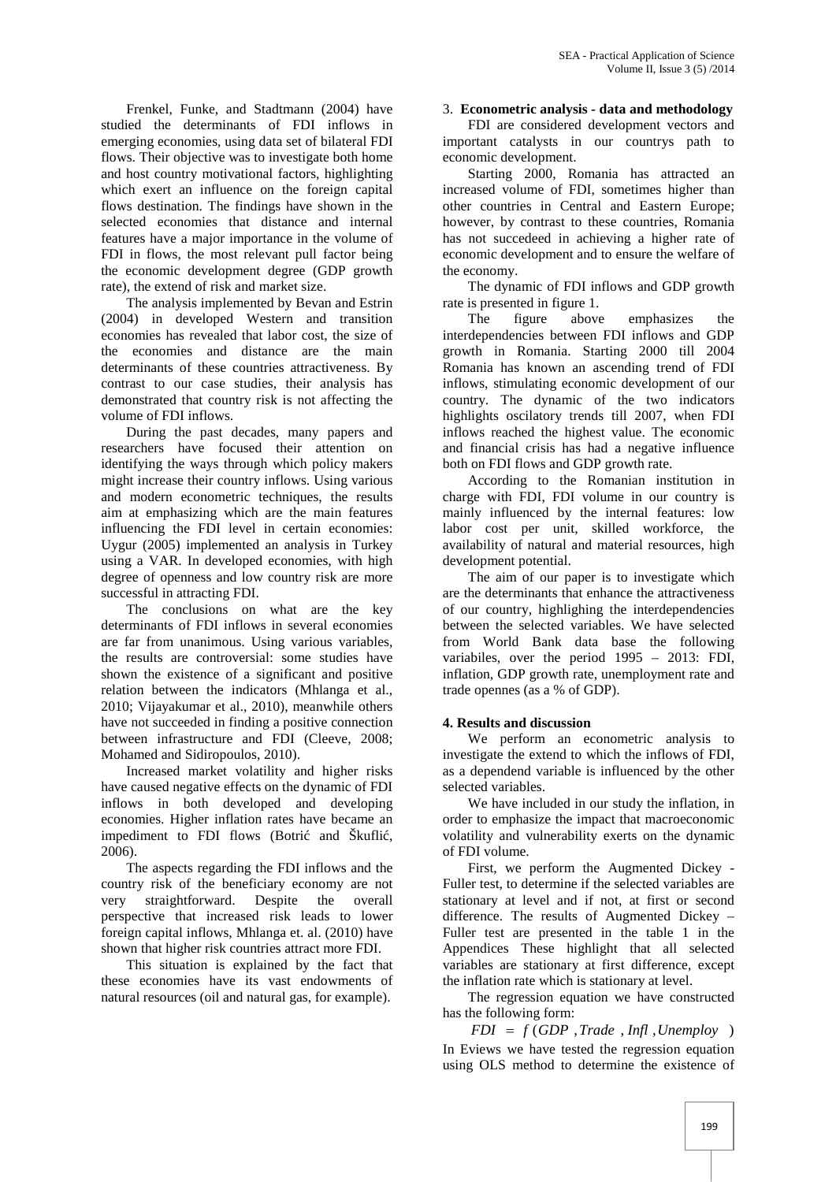Frenkel, Funke, and Stadtmann (2004) have studied the determinants of FDI inflows in emerging economies, using data set of bilateral FDI flows. Their objective was to investigate both home and host country motivational factors, highlighting which exert an influence on the foreign capital flows destination. The findings have shown in the selected economies that distance and internal features have a major importance in the volume of FDI in flows, the most relevant pull factor being the economic development degree (GDP growth rate), the extend of risk and market size.

The analysis implemented by Bevan and Estrin (2004) in developed Western and transition economies has revealed that labor cost, the size of the economies and distance are the main determinants of these countries attractiveness. By contrast to our case studies, their analysis has demonstrated that country risk is not affecting the volume of FDI inflows.

During the past decades, many papers and researchers have focused their attention on identifying the ways through which policy makers might increase their country inflows. Using various and modern econometric techniques, the results aim at emphasizing which are the main features influencing the FDI level in certain economies: Uygur (2005) implemented an analysis in Turkey using a VAR. In developed economies, with high degree of openness and low country risk are more successful in attracting FDI.

The conclusions on what are the key determinants of FDI inflows in several economies are far from unanimous. Using various variables, the results are controversial: some studies have shown the existence of a significant and positive relation between the indicators (Mhlanga et al., 2010; Vijayakumar et al., 2010), meanwhile others have not succeeded in finding a positive connection between infrastructure and FDI (Cleeve, 2008; Mohamed and Sidiropoulos, 2010).

Increased market volatility and higher risks have caused negative effects on the dynamic of FDI inflows in both developed and developing economies. Higher inflation rates have became an impediment to FDI flows (Botrić and Škuflić, 2006).

The aspects regarding the FDI inflows and the country risk of the beneficiary economy are not very straightforward. Despite the overall perspective that increased risk leads to lower foreign capital inflows, Mhlanga et. al. (2010) have shown that higher risk countries attract more FDI.

This situation is explained by the fact that these economies have its vast endowments of natural resources (oil and natural gas, for example).

## 3. **Econometric analysis - data and methodology**

FDI are considered development vectors and important catalysts in our countrys path to economic development.

Starting 2000, Romania has attracted an increased volume of FDI, sometimes higher than other countries in Central and Eastern Europe; however, by contrast to these countries, Romania has not succedeed in achieving a higher rate of economic development and to ensure the welfare of the economy.

The dynamic of FDI inflows and GDP growth rate is presented in figure 1.

The figure above emphasizes the interdependencies between FDI inflows and GDP growth in Romania. Starting 2000 till 2004 Romania has known an ascending trend of FDI inflows, stimulating economic development of our country. The dynamic of the two indicators highlights oscilatory trends till 2007, when FDI inflows reached the highest value. The economic and financial crisis has had a negative influence both on FDI flows and GDP growth rate.

According to the Romanian institution in charge with FDI, FDI volume in our country is mainly influenced by the internal features: low labor cost per unit, skilled workforce, the availability of natural and material resources, high development potential.

The aim of our paper is to investigate which are the determinants that enhance the attractiveness of our country, highlighing the interdependencies between the selected variables. We have selected from World Bank data base the following variabiles, over the period 1995 – 2013: FDI, inflation, GDP growth rate, unemployment rate and trade opennes (as a % of GDP).

## 4. Results and discussion

We perform an econometric analysis to investigate the extend to which the inflows of FDI, as a dependend variable is influenced by the other selected variables.

We have included in our study the inflation, in order to emphasize the impact that macroeconomic volatility and vulnerability exerts on the dynamic of FDI volume.

First, we perform the Augmented Dickey - Fuller test, to determine if the selected variables are stationary at level and if not, at first or second difference. The results of Augmented Dickey – Fuller test are presented in the table 1 in the Appendices These highlight that all selected variables are stationary at first difference, except the inflation rate which is stationary at level.

The regression equation we have constructed has the following form:

$$FDI = f(GDP, Trade, Infl, Unemploy)$$

In Eviews we have tested the regression equation using OLS method to determine the existence of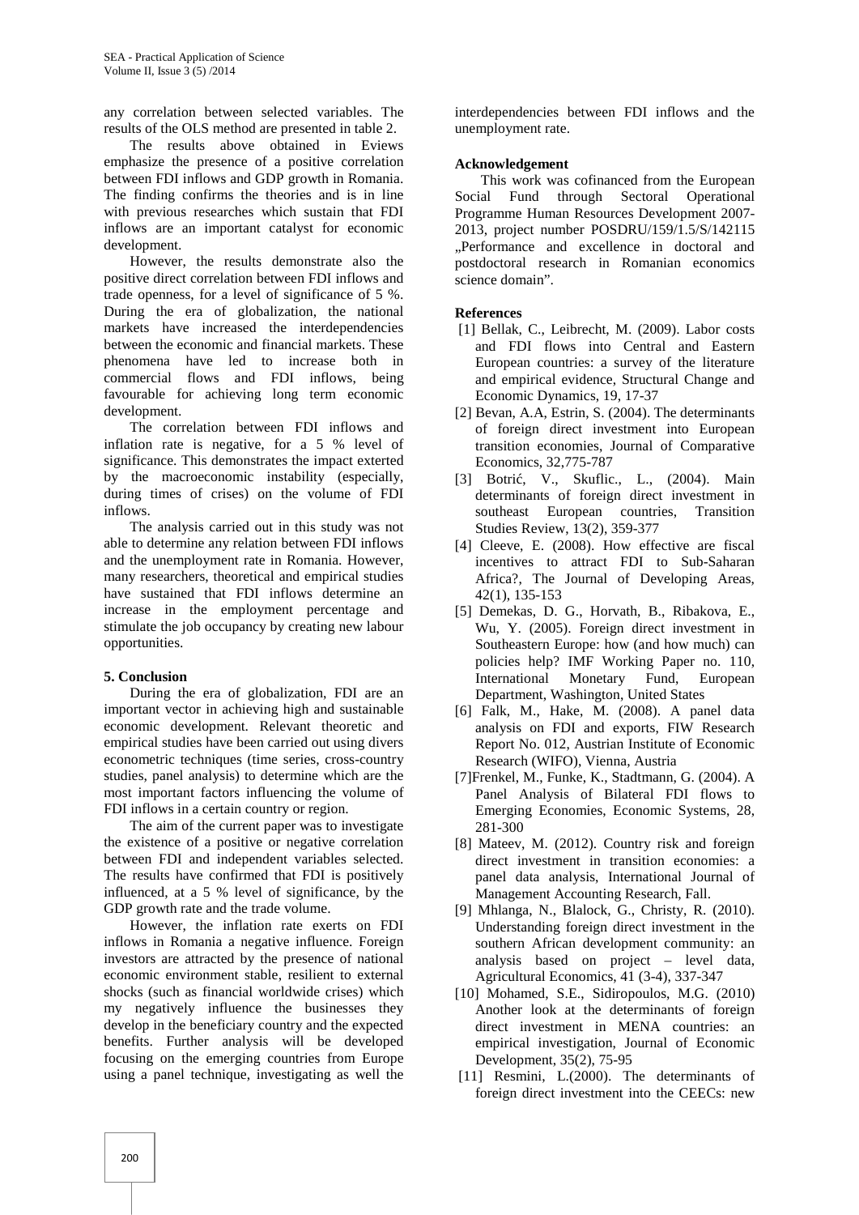any correlation between selected variables. The results of the OLS method are presented in table 2.

The results above obtained in Eviews emphasize the presence of a positive correlation between FDI inflows and GDP growth in Romania. The finding confirms the theories and is in line with previous researches which sustain that FDI inflows are an important catalyst for economic development.

However, the results demonstrate also the positive direct correlation between FDI inflows and trade openness, for a level of significance of 5 %. During the era of globalization, the national markets have increased the interdependencies between the economic and financial markets. These phenomena have led to increase both in commercial flows and FDI inflows, being favourable for achieving long term economic development.

The correlation between FDI inflows and inflation rate is negative, for a 5 % level of significance. This demonstrates the impact exterted by the macroeconomic instability (especially, during times of crises) on the volume of FDI inflows.

The analysis carried out in this study was not able to determine any relation between FDI inflows and the unemployment rate in Romania. However, many researchers, theoretical and empirical studies have sustained that FDI inflows determine an increase in the employment percentage and stimulate the job occupancy by creating new labour opportunities.

## 5. Conclusion

During the era of globalization, FDI are an important vector in achieving high and sustainable economic development. Relevant theoretic and empirical studies have been carried out using divers econometric techniques (time series, cross-country studies, panel analysis) to determine which are the most important factors influencing the volume of FDI inflows in a certain country or region.

The aim of the current paper was to investigate the existence of a positive or negative correlation between FDI and independent variables selected. The results have confirmed that FDI is positively influenced, at a 5 % level of significance, by the GDP growth rate and the trade volume.

However, the inflation rate exerts on FDI inflows in Romania a negative influence. Foreign investors are attracted by the presence of national economic environment stable, resilient to external shocks (such as financial worldwide crises) which my negatively influence the businesses they develop in the beneficiary country and the expected benefits. Further analysis will be developed focusing on the emerging countries from Europe using a panel technique, investigating as well the interdependencies between FDI inflows and the unemployment rate.

## Acknowledgement

This work was cofinanced from the European Social Fund through Sectoral Operational Programme Human Resources Development 2007-2013, project number POSDRU/159/1.5/S/142115 „Performance and excellence in doctoral and postdoctoral research in Romanian economics science domain".

## References

[1] Bellak, C., Leibrecht, M. (2009). Labor costs and FDI flows into Central and Eastern European countries: a survey of the literature and empirical evidence, Structural Change and Economic Dynamics, 19, 17-37

[2] Bevan, A.A, Estrin, S. (2004). The determinants of foreign direct investment into European transition economies, Journal of Comparative Economics, 32,775-787

[3] Botrić, V., Skuflic., L., (2004). Main determinants of foreign direct investment in southeast European countries, Transition Studies Review, 13(2), 359-377

[4] Cleeve, E. (2008). How effective are fiscal incentives to attract FDI to Sub-Saharan Africa?, The Journal of Developing Areas, 42(1), 135-153

[5] Demekas, D. G., Horvath, B., Ribakova, E., Wu, Y. (2005). Foreign direct investment in Southeastern Europe: how (and how much) can policies help? IMF Working Paper no. 110, International Monetary Fund, European Department, Washington, United States

[6] Falk, M., Hake, M. (2008). A panel data analysis on FDI and exports, FIW Research Report No. 012, Austrian Institute of Economic Research (WIFO), Vienna, Austria

[7]Frenkel, M., Funke, K., Stadtmann, G. (2004). A Panel Analysis of Bilateral FDI flows to Emerging Economies, Economic Systems, 28, 281-300

[8] Mateev, M. (2012). Country risk and foreign direct investment in transition economies: a panel data analysis, International Journal of Management Accounting Research, Fall.

[9] Mhlanga, N., Blalock, G., Christy, R. (2010). Understanding foreign direct investment in the southern African development community: an analysis based on project – level data, Agricultural Economics, 41 (3-4), 337-347

[10] Mohamed, S.E., Sidiropoulos, M.G. (2010) Another look at the determinants of foreign direct investment in MENA countries: an empirical investigation, Journal of Economic Development, 35(2), 75-95

[11] Resmini, L.(2000). The determinants of foreign direct investment into the CEECs: new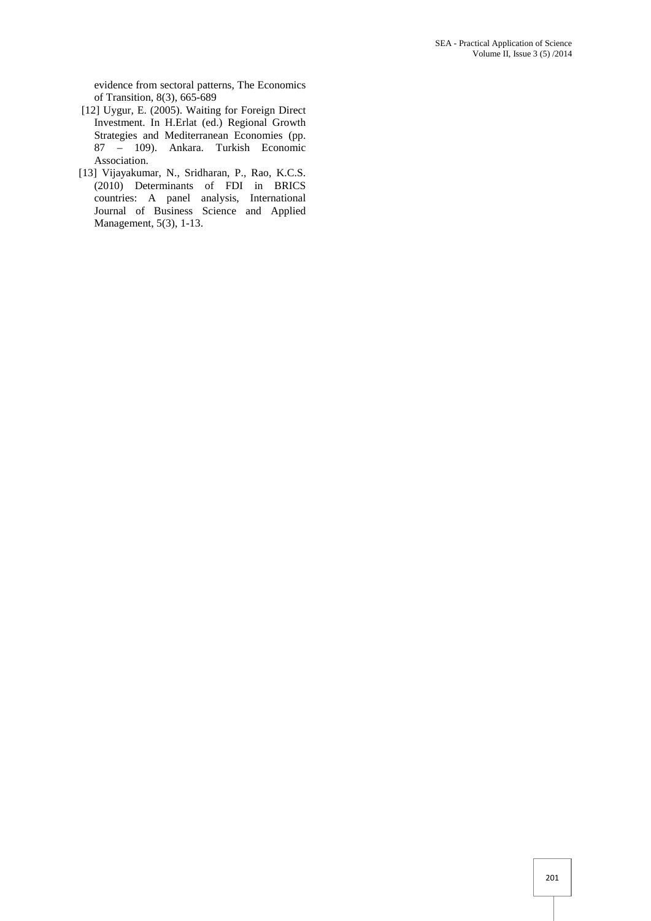evidence from sectoral patterns, The Economics of Transition, 8(3), 665-689

[12] Uygur, E. (2005). Waiting for Foreign Direct Investment. In H.Erlat (ed.) Regional Growth Strategies and Mediterranean Economies (pp. 87 – 109). Ankara. Turkish Economic Association.

[13] Vijayakumar, N., Sridharan, P., Rao, K.C.S. (2010) Determinants of FDI in BRICS countries: A panel analysis, International Journal of Business Science and Applied Management, 5(3), 1-13.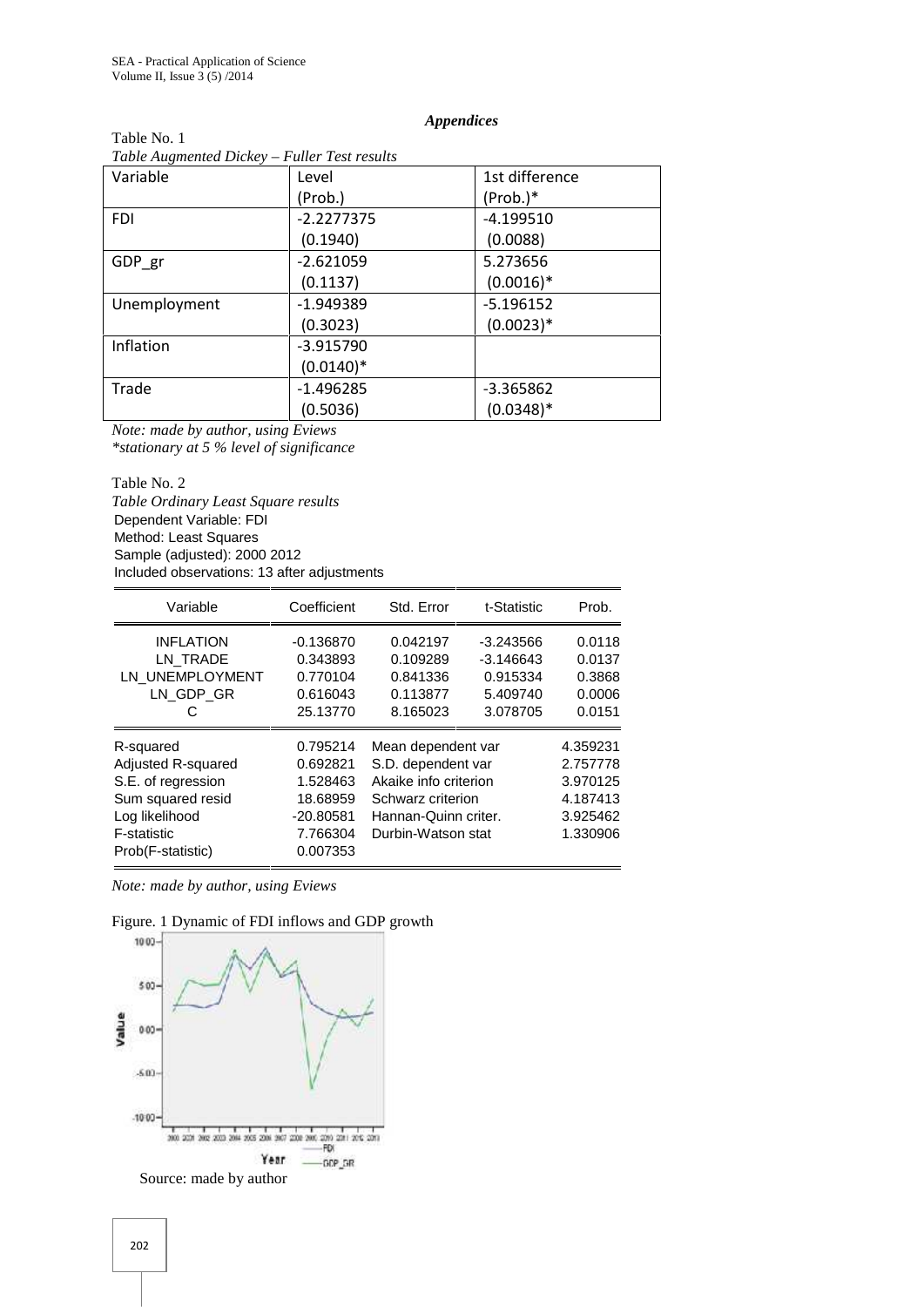## *Appendices*

Table No. 1

*Table Augmented Dickey – Fuller Test results*

| Variable | Level (Prob.) | 1st difference (Prob.)* |
|---|---|---|
| FDI | -2.2277375 (0.1940) | -4.199510 (0.0088) |
| GDP_gr | -2.621059 (0.1137) | 5.273656 (0.0016)* |
| Unemployment | -1.949389 (0.3023) | -5.196152 (0.0023)* |
| Inflation | -3.915790 (0.0140)* | |
| Trade | -1.496285 (0.5036) | -3.365862 (0.0348)* |

*Note: made by author, using Eviews*

*\*stationary at 5 % level of significance*

Table No. 2

*Table Ordinary Least Square results*

Dependent Variable: FDI
Method: Least Squares
Sample (adjusted): 2000 2012
Included observations: 13 after adjustments

| Variable | Coefficient | Std. Error | t-Statistic | Prob. |
|---|---|---|---|---|
| INFLATION | -0.136870 | 0.042197 | -3.243566 | 0.0118 |
| LN_TRADE | 0.343893 | 0.109289 | -3.146643 | 0.0137 |
| LN_UNEMPLOYMENT | 0.770104 | 0.841336 | 0.915334 | 0.3868 |
| LN_GDP_GR | 0.616043 | 0.113877 | 5.409740 | 0.0006 |
| C | 25.13770 | 8.165023 | 3.078705 | 0.0151 |

| | | | |
|---|---|---|---|
| R-squared | 0.795214 | Mean dependent var | 4.359231 |
| Adjusted R-squared | 0.692821 | S.D. dependent var | 2.757778 |
| S.E. of regression | 1.528463 | Akaike info criterion | 3.970125 |
| Sum squared resid | 18.68959 | Schwarz criterion | 4.187413 |
| Log likelihood | -20.80581 | Hannan-Quinn criter. | 3.925462 |
| F-statistic | 7.766304 | Durbin-Watson stat | 1.330906 |
| Prob(F-statistic) | 0.007353 | | |

*Note: made by author, using Eviews*

Figure. 1 Dynamic of FDI inflows and GDP growth

10.00
5.00
0.00
-5.00
-10.00
Value
2000 2001 2002 2003 2004 2005 2006 2007 2008 2009 2010 2011 2012 2013
Year
FDI
GDP_GR

Source: made by author